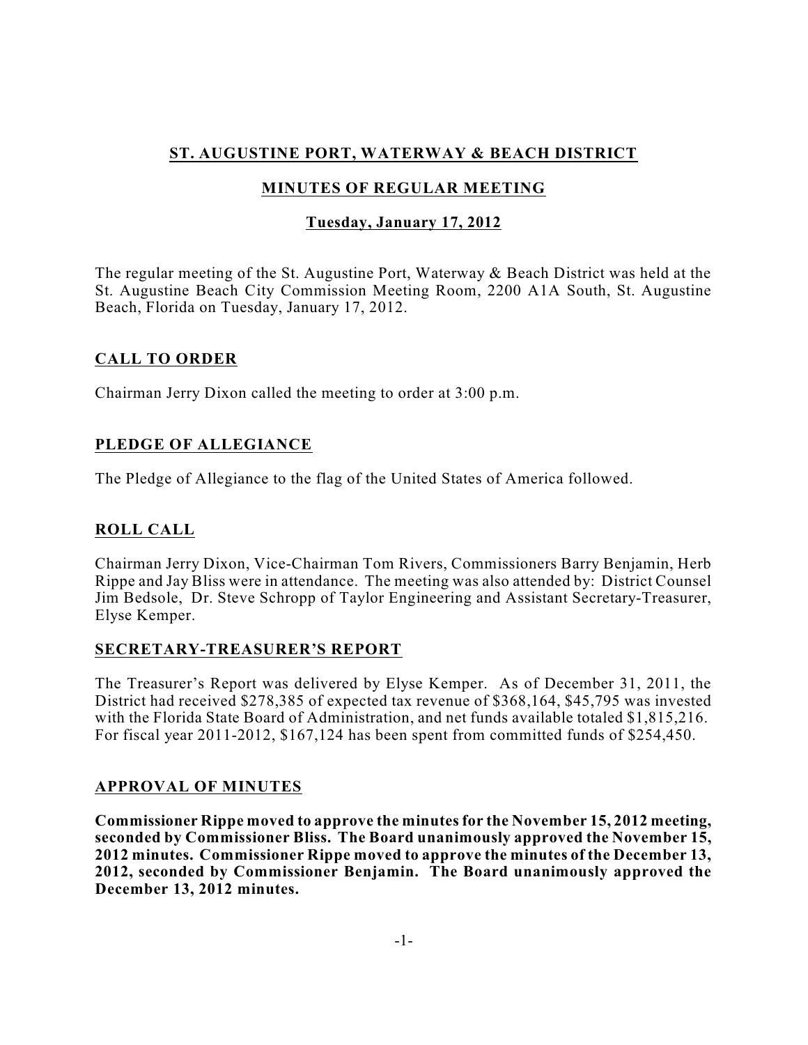## ST. AUGUSTINE PORT, WATERWAY & BEACH DISTRICT

## MINUTES OF REGULAR MEETING

### Tuesday, January 17, 2012

The regular meeting of the St. Augustine Port, Waterway & Beach District was held at the St. Augustine Beach City Commission Meeting Room, 2200 A1A South, St. Augustine Beach, Florida on Tuesday, January 17, 2012.

### CALL TO ORDER

Chairman Jerry Dixon called the meeting to order at 3:00 p.m.

### PLEDGE OF ALLEGIANCE

The Pledge of Allegiance to the flag of the United States of America followed.

### ROLL CALL

Chairman Jerry Dixon, Vice-Chairman Tom Rivers, Commissioners Barry Benjamin, Herb Rippe and Jay Bliss were in attendance. The meeting was also attended by: District Counsel Jim Bedsole, Dr. Steve Schropp of Taylor Engineering and Assistant Secretary-Treasurer, Elyse Kemper.

### SECRETARY-TREASURER'S REPORT

The Treasurer's Report was delivered by Elyse Kemper. As of December 31, 2011, the District had received $278,385 of expected tax revenue of $368,164, $45,795 was invested with the Florida State Board of Administration, and net funds available totaled $1,815,216. For fiscal year 2011-2012, $167,124 has been spent from committed funds of $254,450.

### APPROVAL OF MINUTES

**Commissioner Rippe moved to approve the minutes for the November 15, 2012 meeting, seconded by Commissioner Bliss. The Board unanimously approved the November 15, 2012 minutes. Commissioner Rippe moved to approve the minutes of the December 13, 2012, seconded by Commissioner Benjamin. The Board unanimously approved the December 13, 2012 minutes.**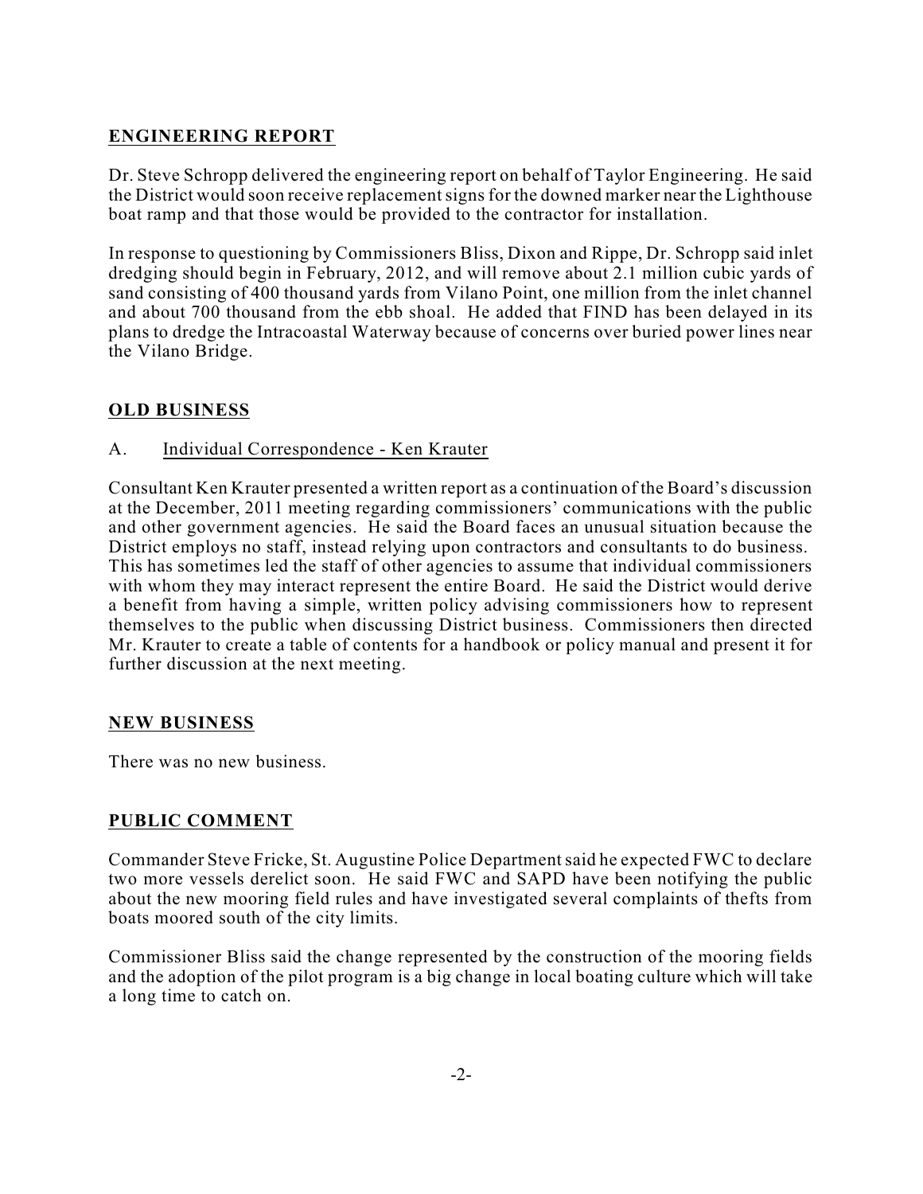## ENGINEERING REPORT

Dr. Steve Schropp delivered the engineering report on behalf of Taylor Engineering. He said the District would soon receive replacement signs for the downed marker near the Lighthouse boat ramp and that those would be provided to the contractor for installation.

In response to questioning by Commissioners Bliss, Dixon and Rippe, Dr. Schropp said inlet dredging should begin in February, 2012, and will remove about 2.1 million cubic yards of sand consisting of 400 thousand yards from Vilano Point, one million from the inlet channel and about 700 thousand from the ebb shoal. He added that FIND has been delayed in its plans to dredge the Intracoastal Waterway because of concerns over buried power lines near the Vilano Bridge.

## OLD BUSINESS

A. Individual Correspondence - Ken Krauter

Consultant Ken Krauter presented a written report as a continuation of the Board's discussion at the December, 2011 meeting regarding commissioners' communications with the public and other government agencies. He said the Board faces an unusual situation because the District employs no staff, instead relying upon contractors and consultants to do business. This has sometimes led the staff of other agencies to assume that individual commissioners with whom they may interact represent the entire Board. He said the District would derive a benefit from having a simple, written policy advising commissioners how to represent themselves to the public when discussing District business. Commissioners then directed Mr. Krauter to create a table of contents for a handbook or policy manual and present it for further discussion at the next meeting.

## NEW BUSINESS

There was no new business.

## PUBLIC COMMENT

Commander Steve Fricke, St. Augustine Police Department said he expected FWC to declare two more vessels derelict soon. He said FWC and SAPD have been notifying the public about the new mooring field rules and have investigated several complaints of thefts from boats moored south of the city limits.

Commissioner Bliss said the change represented by the construction of the mooring fields and the adoption of the pilot program is a big change in local boating culture which will take a long time to catch on.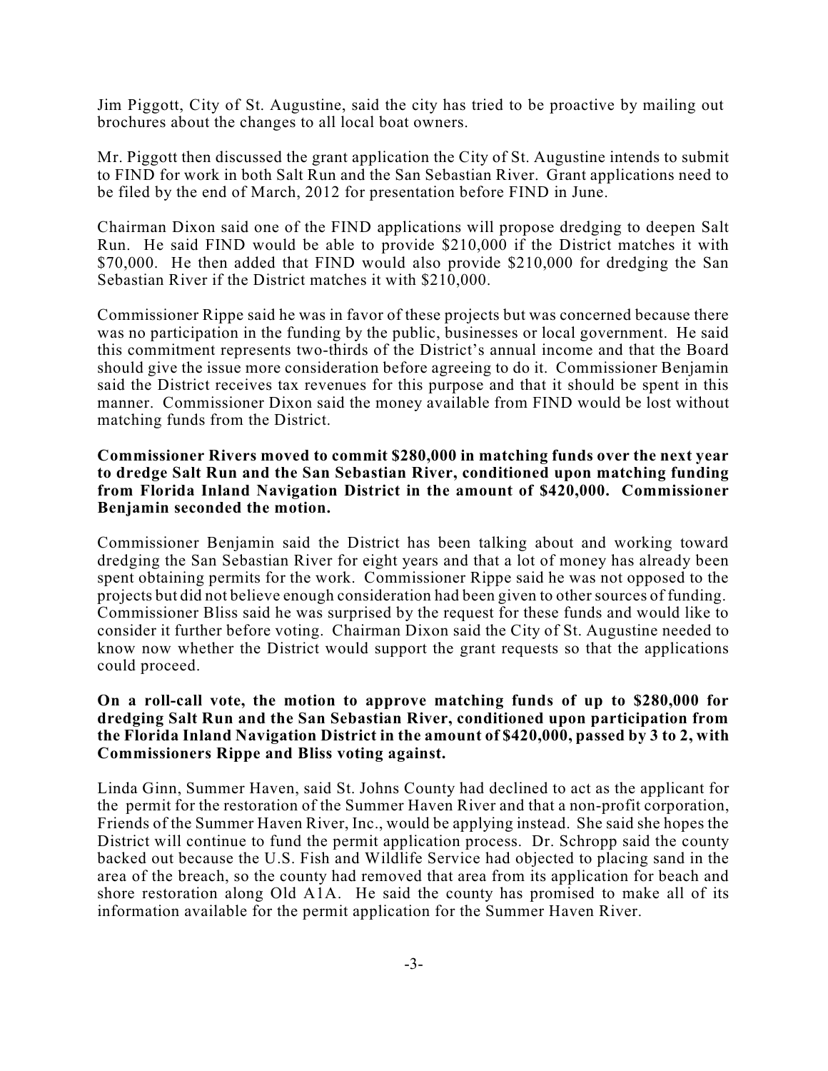Jim Piggott, City of St. Augustine, said the city has tried to be proactive by mailing out brochures about the changes to all local boat owners.

Mr. Piggott then discussed the grant application the City of St. Augustine intends to submit to FIND for work in both Salt Run and the San Sebastian River. Grant applications need to be filed by the end of March, 2012 for presentation before FIND in June.

Chairman Dixon said one of the FIND applications will propose dredging to deepen Salt Run. He said FIND would be able to provide $210,000 if the District matches it with $70,000. He then added that FIND would also provide $210,000 for dredging the San Sebastian River if the District matches it with $210,000.

Commissioner Rippe said he was in favor of these projects but was concerned because there was no participation in the funding by the public, businesses or local government. He said this commitment represents two-thirds of the District's annual income and that the Board should give the issue more consideration before agreeing to do it. Commissioner Benjamin said the District receives tax revenues for this purpose and that it should be spent in this manner. Commissioner Dixon said the money available from FIND would be lost without matching funds from the District.

**Commissioner Rivers moved to commit $280,000 in matching funds over the next year to dredge Salt Run and the San Sebastian River, conditioned upon matching funding from Florida Inland Navigation District in the amount of $420,000. Commissioner Benjamin seconded the motion.**

Commissioner Benjamin said the District has been talking about and working toward dredging the San Sebastian River for eight years and that a lot of money has already been spent obtaining permits for the work. Commissioner Rippe said he was not opposed to the projects but did not believe enough consideration had been given to other sources of funding. Commissioner Bliss said he was surprised by the request for these funds and would like to consider it further before voting. Chairman Dixon said the City of St. Augustine needed to know now whether the District would support the grant requests so that the applications could proceed.

**On a roll-call vote, the motion to approve matching funds of up to $280,000 for dredging Salt Run and the San Sebastian River, conditioned upon participation from the Florida Inland Navigation District in the amount of $420,000, passed by 3 to 2, with Commissioners Rippe and Bliss voting against.**

Linda Ginn, Summer Haven, said St. Johns County had declined to act as the applicant for the permit for the restoration of the Summer Haven River and that a non-profit corporation, Friends of the Summer Haven River, Inc., would be applying instead. She said she hopes the District will continue to fund the permit application process. Dr. Schropp said the county backed out because the U.S. Fish and Wildlife Service had objected to placing sand in the area of the breach, so the county had removed that area from its application for beach and shore restoration along Old A1A. He said the county has promised to make all of its information available for the permit application for the Summer Haven River.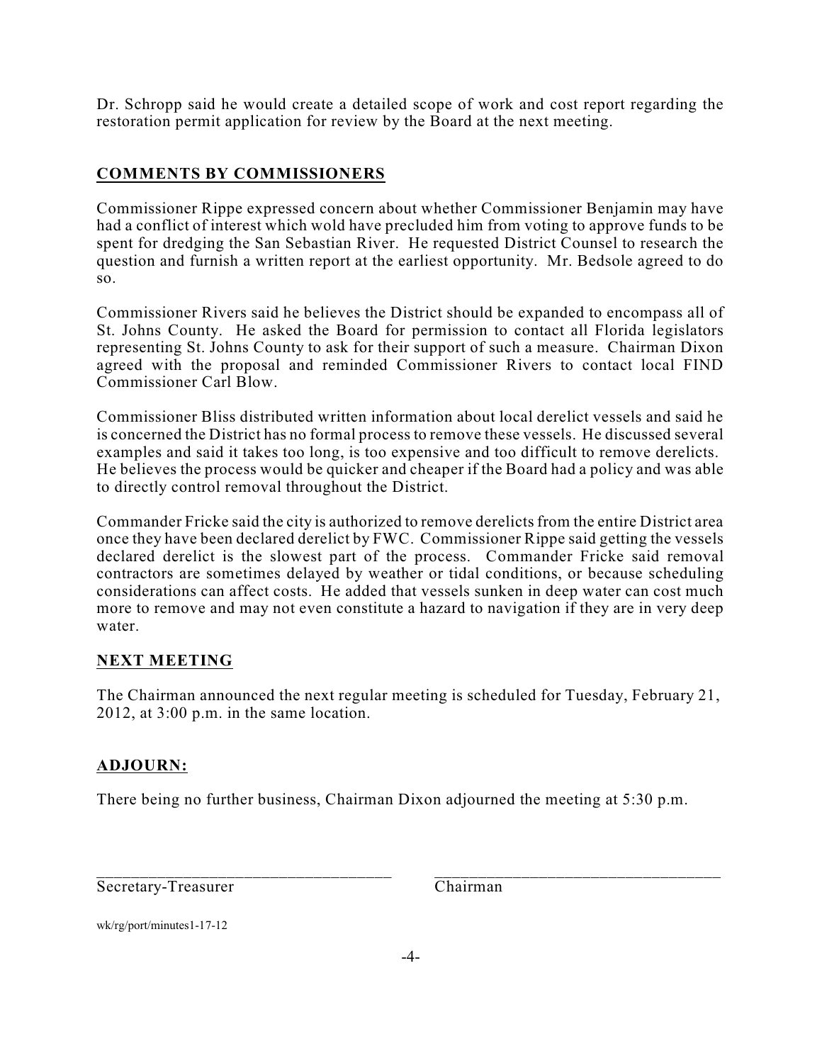Dr. Schropp said he would create a detailed scope of work and cost report regarding the restoration permit application for review by the Board at the next meeting.

## COMMENTS BY COMMISSIONERS

Commissioner Rippe expressed concern about whether Commissioner Benjamin may have had a conflict of interest which wold have precluded him from voting to approve funds to be spent for dredging the San Sebastian River. He requested District Counsel to research the question and furnish a written report at the earliest opportunity. Mr. Bedsole agreed to do so.

Commissioner Rivers said he believes the District should be expanded to encompass all of St. Johns County. He asked the Board for permission to contact all Florida legislators representing St. Johns County to ask for their support of such a measure. Chairman Dixon agreed with the proposal and reminded Commissioner Rivers to contact local FIND Commissioner Carl Blow.

Commissioner Bliss distributed written information about local derelict vessels and said he is concerned the District has no formal process to remove these vessels. He discussed several examples and said it takes too long, is too expensive and too difficult to remove derelicts. He believes the process would be quicker and cheaper if the Board had a policy and was able to directly control removal throughout the District.

Commander Fricke said the city is authorized to remove derelicts from the entire District area once they have been declared derelict by FWC. Commissioner Rippe said getting the vessels declared derelict is the slowest part of the process. Commander Fricke said removal contractors are sometimes delayed by weather or tidal conditions, or because scheduling considerations can affect costs. He added that vessels sunken in deep water can cost much more to remove and may not even constitute a hazard to navigation if they are in very deep water.

## NEXT MEETING

The Chairman announced the next regular meeting is scheduled for Tuesday, February 21, 2012, at 3:00 p.m. in the same location.

## ADJOURN:

There being no further business, Chairman Dixon adjourned the meeting at 5:30 p.m.

\_\_\_\_\_\_\_\_\_\_\_\_\_\_\_\_\_\_\_\_\_\_\_\_\_\_\_\_\_\_\_\_\_\_\_\_ \_\_\_\_\_\_\_\_\_\_\_\_\_\_\_\_\_\_\_\_\_\_\_\_\_\_\_\_\_\_\_\_\_\_\_\_

Secretary-Treasurer Chairman

wk/rg/port/minutes1-17-12